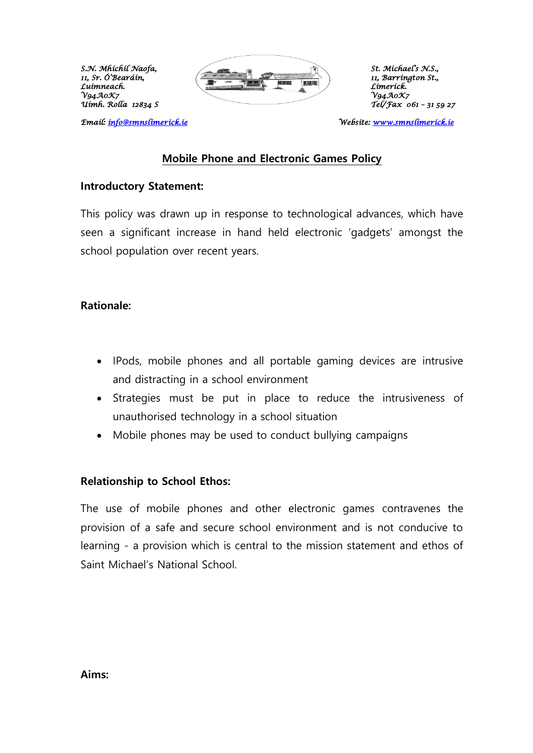S.N. Mhichíl Naofa,
11, Sr. Ó'Bearáin,
Luimneach.
V94A0K7
Uimh. Rolla 12834 S

St. Michael's N.S.,
11, Barrington St.,
Limerick.
V94A0K7
Tel/Fax 061 – 31 59 27

Email: info@smnslimerick.ie

Website: www.smnslimerick.ie

## Mobile Phone and Electronic Games Policy

### Introductory Statement:

This policy was drawn up in response to technological advances, which have seen a significant increase in hand held electronic 'gadgets' amongst the school population over recent years.

### Rationale:

- IPods, mobile phones and all portable gaming devices are intrusive and distracting in a school environment
- Strategies must be put in place to reduce the intrusiveness of unauthorised technology in a school situation
- Mobile phones may be used to conduct bullying campaigns

### Relationship to School Ethos:

The use of mobile phones and other electronic games contravenes the provision of a safe and secure school environment and is not conducive to learning - a provision which is central to the mission statement and ethos of Saint Michael's National School.

### Aims: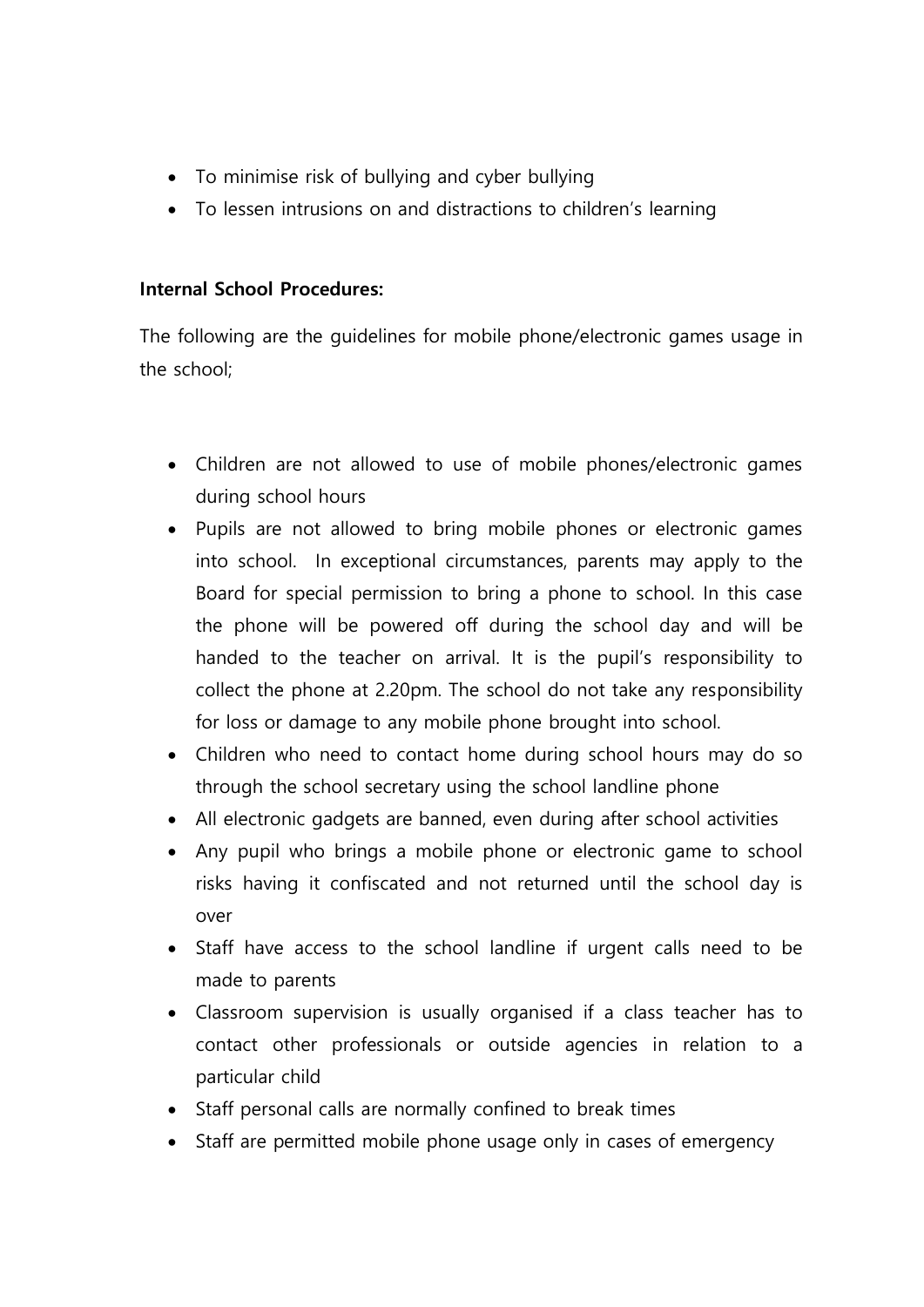- To minimise risk of bullying and cyber bullying
- To lessen intrusions on and distractions to children's learning

**Internal School Procedures:**

The following are the guidelines for mobile phone/electronic games usage in the school;

- Children are not allowed to use of mobile phones/electronic games during school hours
- Pupils are not allowed to bring mobile phones or electronic games into school. In exceptional circumstances, parents may apply to the Board for special permission to bring a phone to school. In this case the phone will be powered off during the school day and will be handed to the teacher on arrival. It is the pupil's responsibility to collect the phone at 2.20pm. The school do not take any responsibility for loss or damage to any mobile phone brought into school.
- Children who need to contact home during school hours may do so through the school secretary using the school landline phone
- All electronic gadgets are banned, even during after school activities
- Any pupil who brings a mobile phone or electronic game to school risks having it confiscated and not returned until the school day is over
- Staff have access to the school landline if urgent calls need to be made to parents
- Classroom supervision is usually organised if a class teacher has to contact other professionals or outside agencies in relation to a particular child
- Staff personal calls are normally confined to break times
- Staff are permitted mobile phone usage only in cases of emergency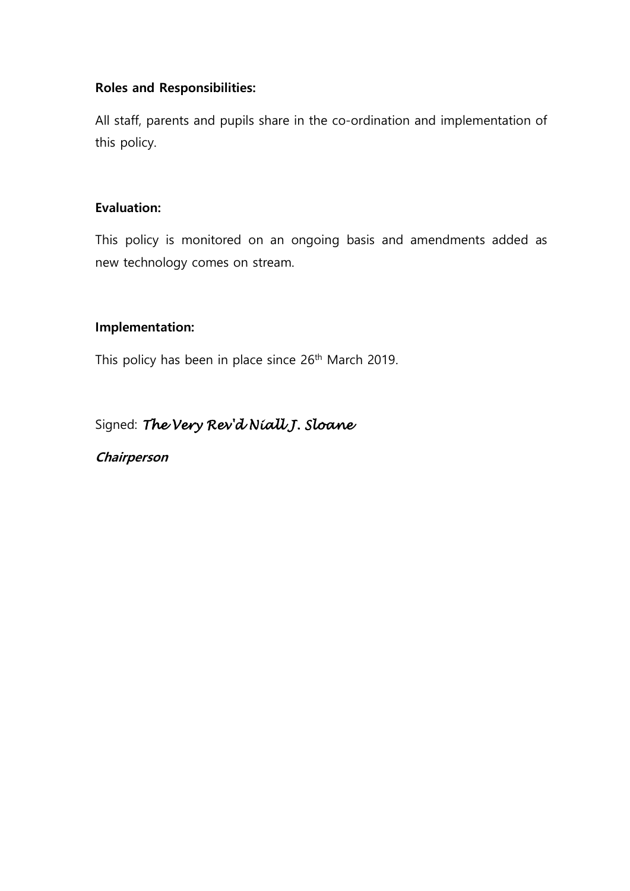**Roles and Responsibilities:**

All staff, parents and pupils share in the co-ordination and implementation of this policy.

**Evaluation:**

This policy is monitored on an ongoing basis and amendments added as new technology comes on stream.

**Implementation:**

This policy has been in place since 26th March 2019.

Signed: ***The Very Rev'd Niall J. Sloane***

***Chairperson***